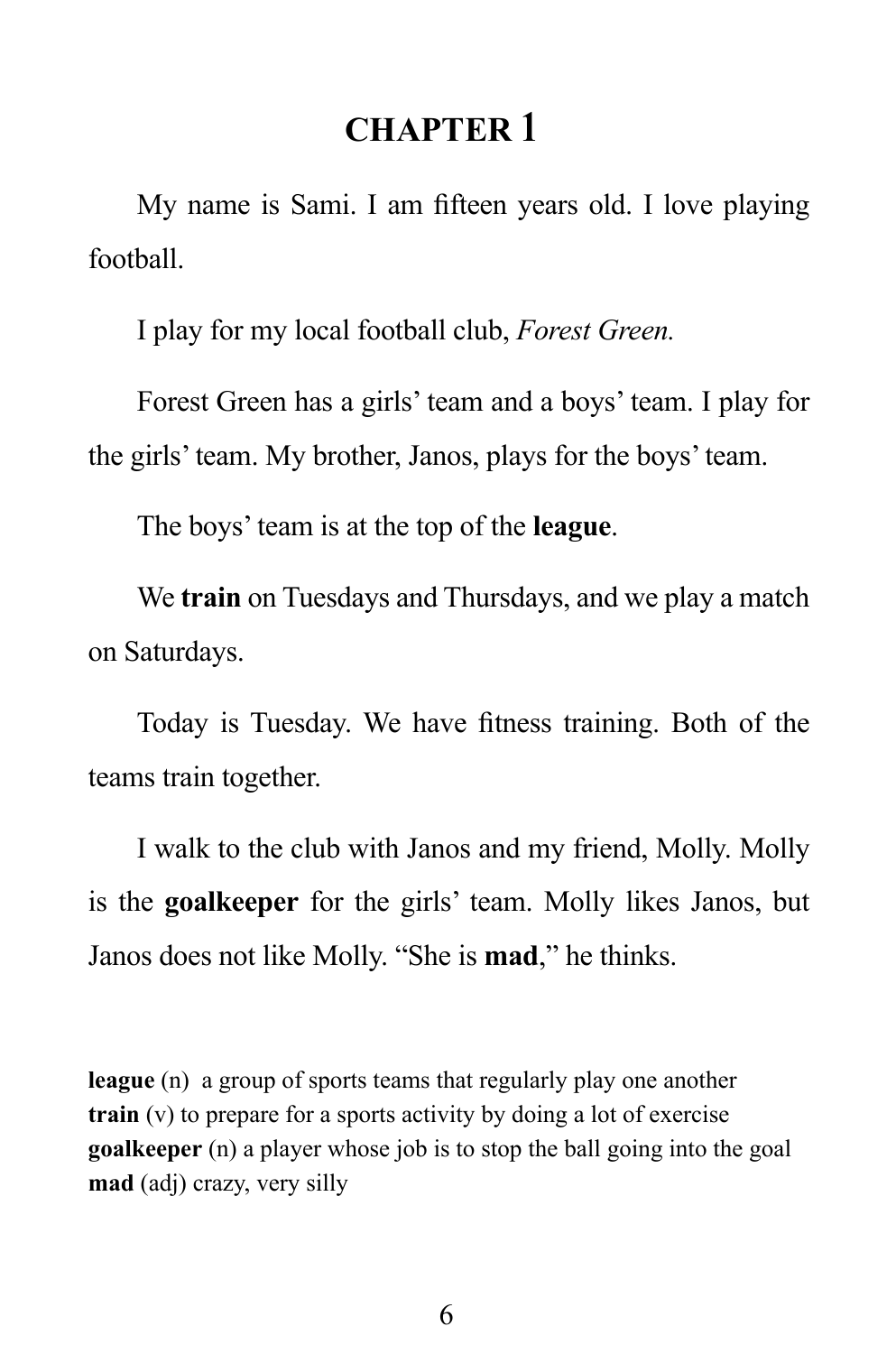# CHAPTER 1

My name is Sami. I am fifteen years old. I love playing football.

I play for my local football club, *Forest Green.*

Forest Green has a girls' team and a boys' team. I play for the girls' team. My brother, Janos, plays for the boys' team.

The boys' team is at the top of the **league**.

We **train** on Tuesdays and Thursdays, and we play a match on Saturdays.

Today is Tuesday. We have fitness training. Both of the teams train together.

I walk to the club with Janos and my friend, Molly. Molly is the **goalkeeper** for the girls' team. Molly likes Janos, but Janos does not like Molly. "She is **mad**," he thinks.

**league** (n) a group of sports teams that regularly play one another
**train** (v) to prepare for a sports activity by doing a lot of exercise
**goalkeeper** (n) a player whose job is to stop the ball going into the goal
**mad** (adj) crazy, very silly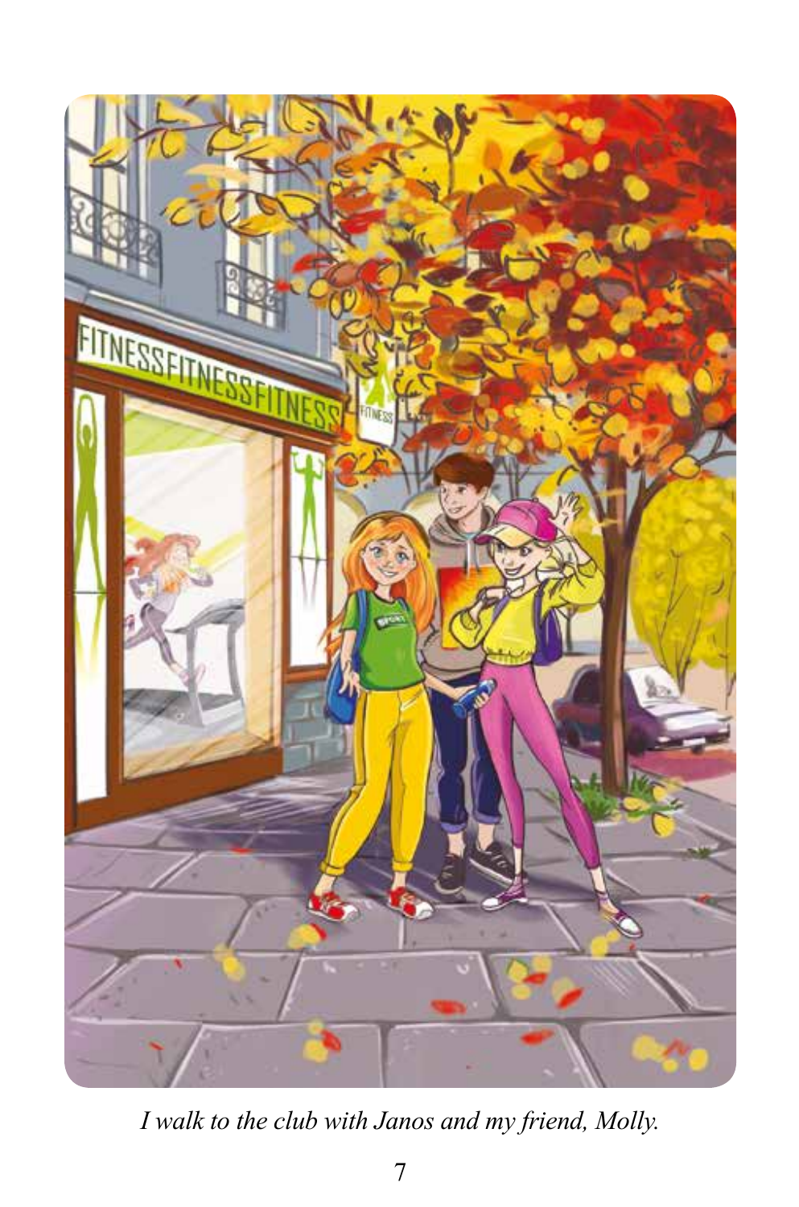*I walk to the club with Janos and my friend, Molly.*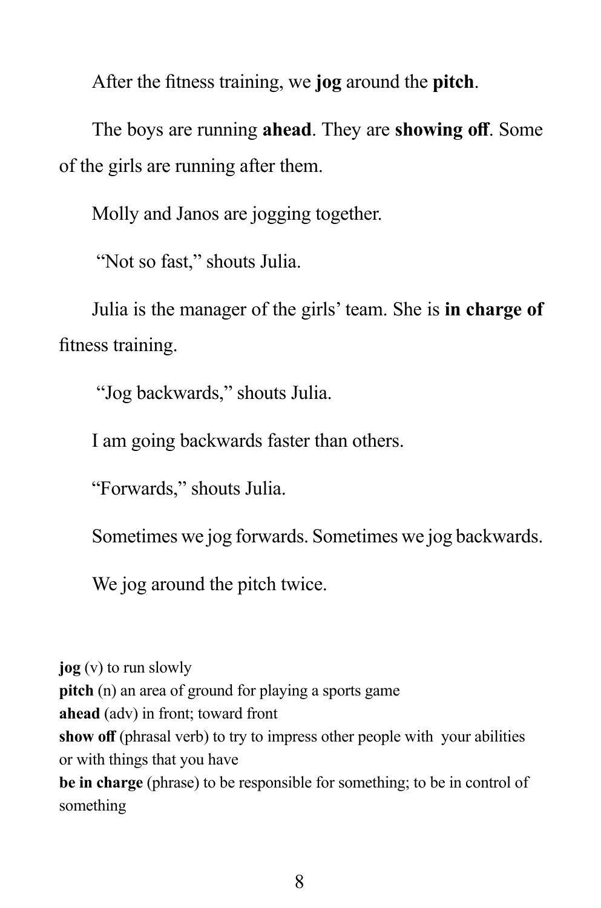After the fitness training, we **jog** around the **pitch**.

The boys are running **ahead**. They are **showing off**. Some of the girls are running after them.

Molly and Janos are jogging together.

"Not so fast," shouts Julia.

Julia is the manager of the girls' team. She is **in charge of** fitness training.

"Jog backwards," shouts Julia.

I am going backwards faster than others.

"Forwards," shouts Julia.

Sometimes we jog forwards. Sometimes we jog backwards.

We jog around the pitch twice.

**jog** (v) to run slowly
**pitch** (n) an area of ground for playing a sports game
**ahead** (adv) in front; toward front
**show off** (phrasal verb) to try to impress other people with your abilities or with things that you have
**be in charge** (phrase) to be responsible for something; to be in control of something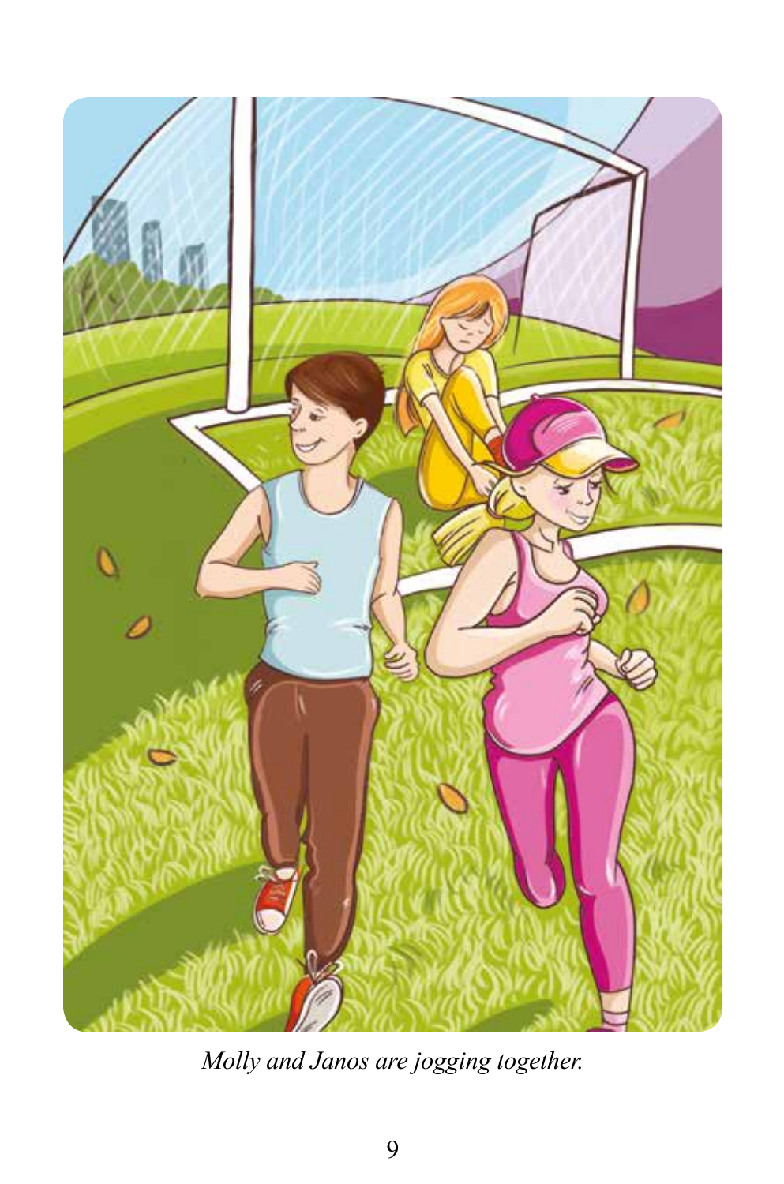*Molly and Janos are jogging together.*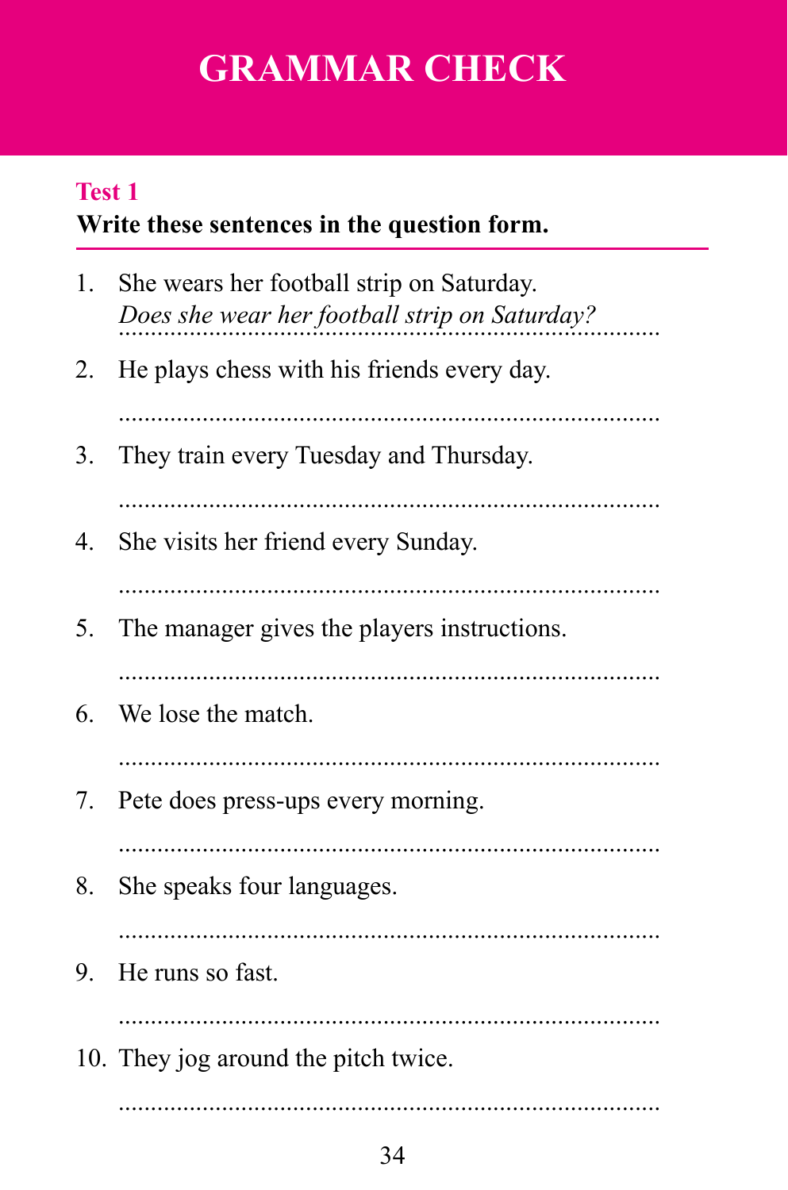# GRAMMAR CHECK

## Test 1

**Write these sentences in the question form.**

1. She wears her football strip on Saturday.
   *Does she wear her football strip on Saturday?*
2. He plays chess with his friends every day.
   ..........................................................................
3. They train every Tuesday and Thursday.
   ..........................................................................
4. She visits her friend every Sunday.
   ..........................................................................
5. The manager gives the players instructions.
   ..........................................................................
6. We lose the match.
   ..........................................................................
7. Pete does press-ups every morning.
   ..........................................................................
8. She speaks four languages.
   ..........................................................................
9. He runs so fast.
   ..........................................................................
10. They jog around the pitch twice.
    ..........................................................................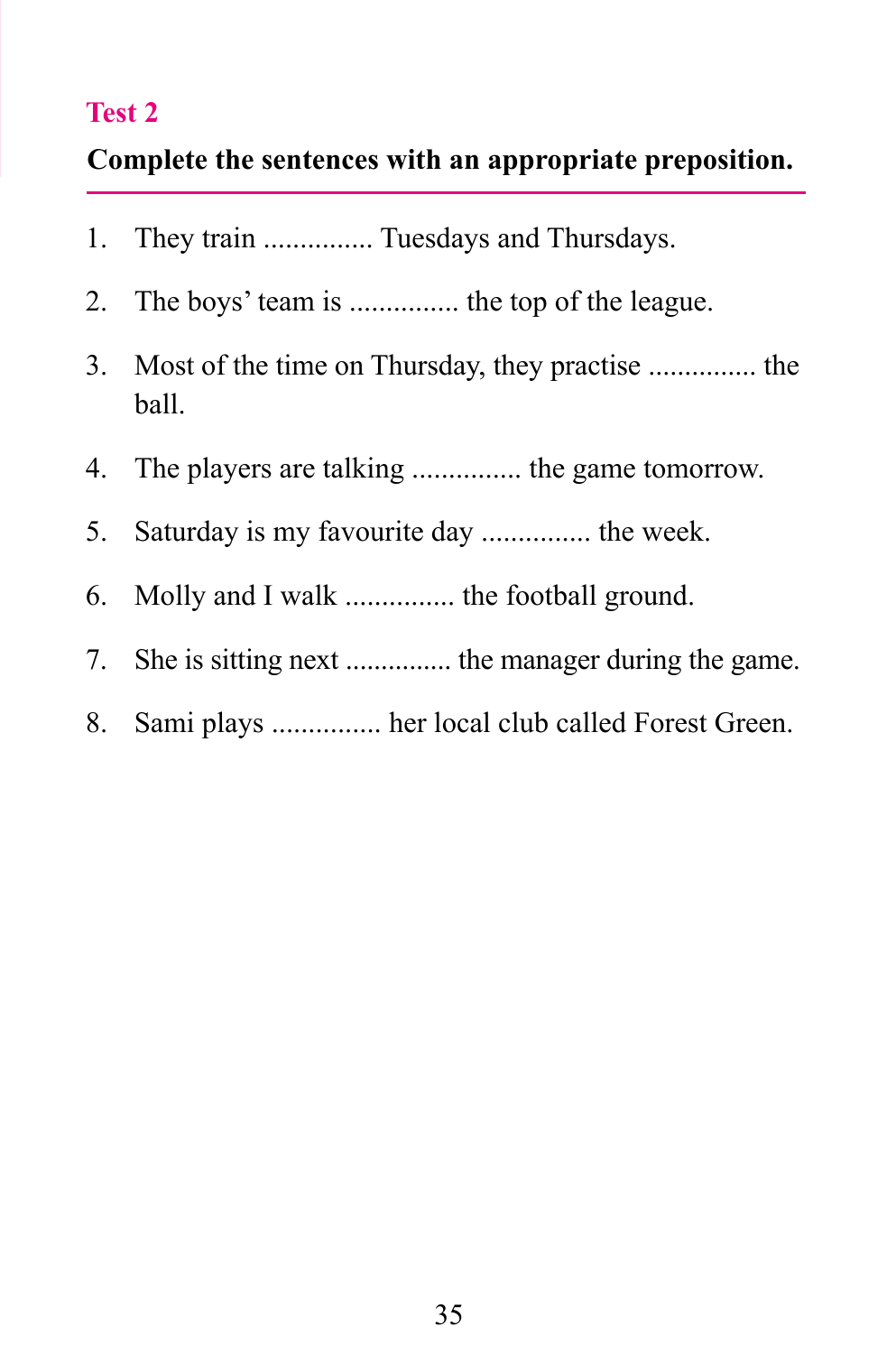## Test 2

**Complete the sentences with an appropriate preposition.**

1. They train ............... Tuesdays and Thursdays.
2. The boys' team is ............... the top of the league.
3. Most of the time on Thursday, they practise ............... the ball.
4. The players are talking ............... the game tomorrow.
5. Saturday is my favourite day ............... the week.
6. Molly and I walk ............... the football ground.
7. She is sitting next ............... the manager during the game.
8. Sami plays ............... her local club called Forest Green.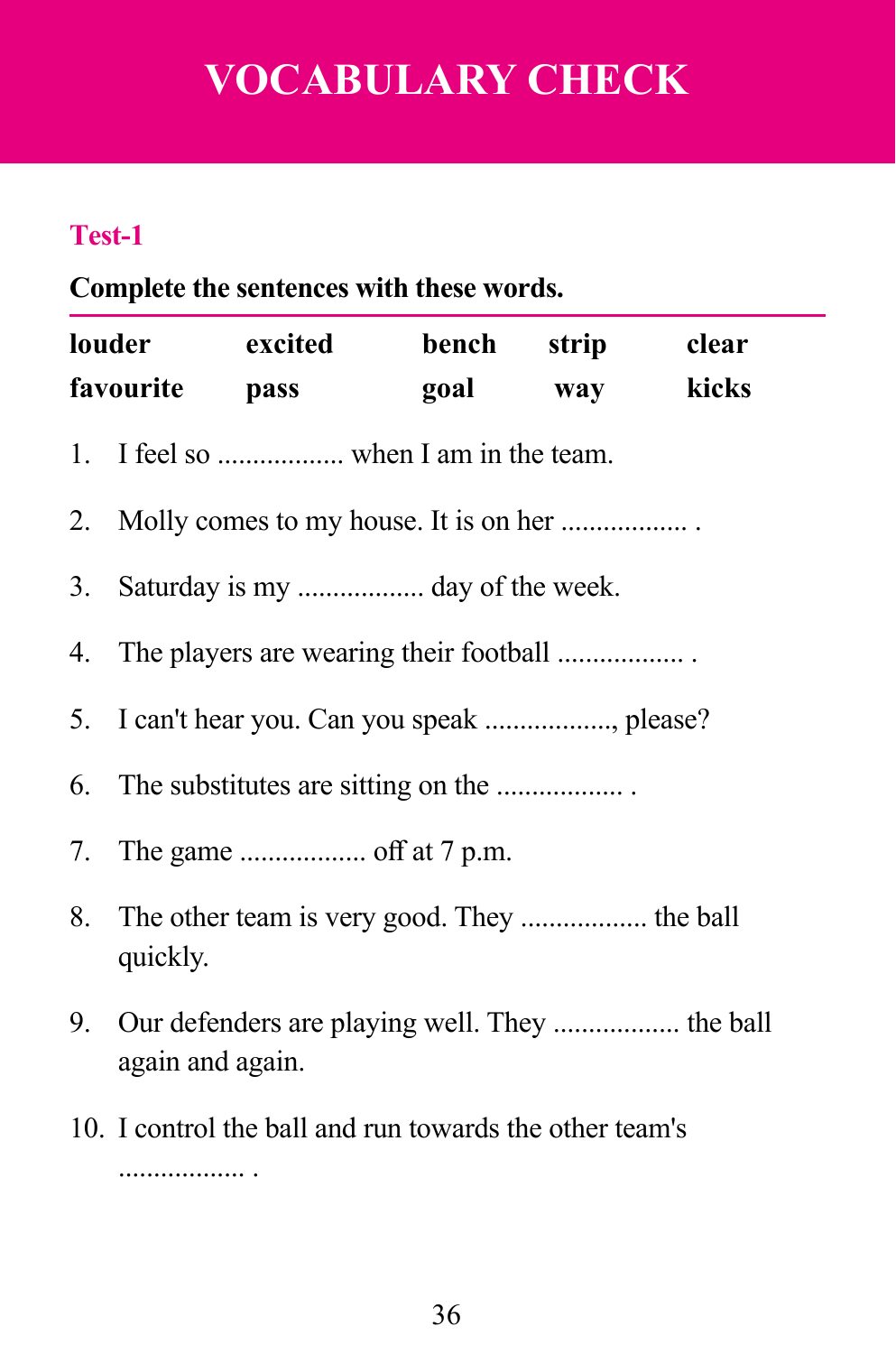# VOCABULARY CHECK

## Test-1

**Complete the sentences with these words.**

| | | | | |
|---|---|---|---|---|
| **louder** | **excited** | **bench** | **strip** | **clear** |
| **favourite** | **pass** | **goal** | **way** | **kicks** |

1. I feel so .................. when I am in the team.
2. Molly comes to my house. It is on her .................. .
3. Saturday is my .................. day of the week.
4. The players are wearing their football .................. .
5. I can't hear you. Can you speak .................., please?
6. The substitutes are sitting on the .................. .
7. The game .................. off at 7 p.m.
8. The other team is very good. They .................. the ball quickly.
9. Our defenders are playing well. They .................. the ball again and again.
10. I control the ball and run towards the other team's .................. .